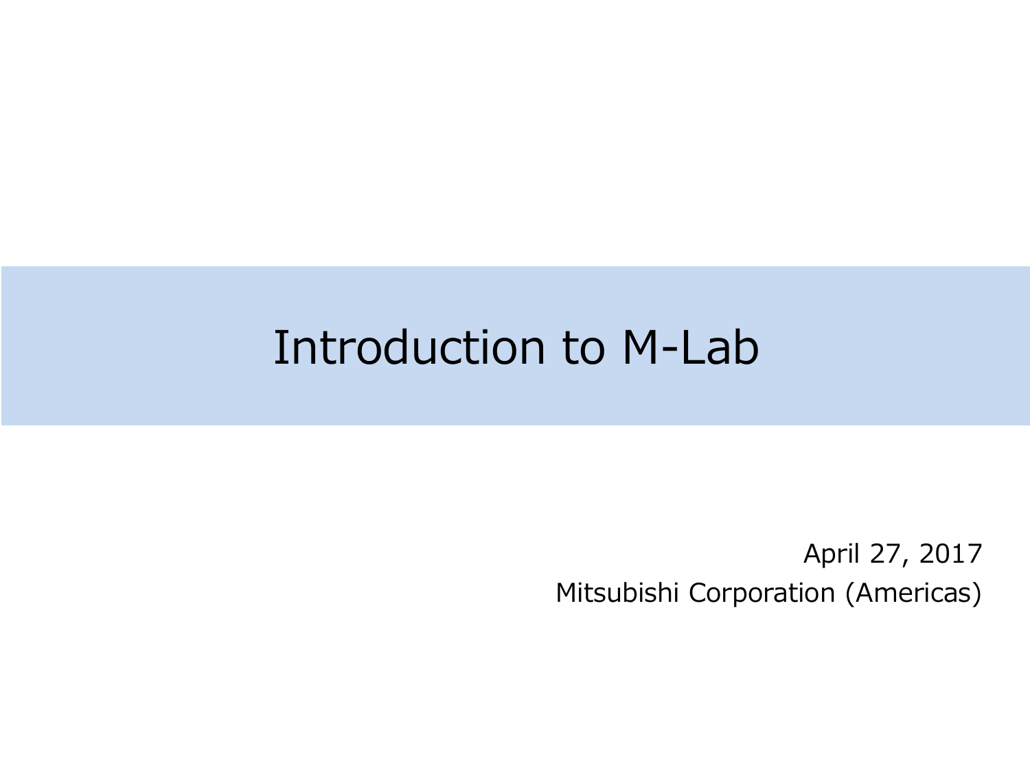# Introduction to M-Lab

April 27, 2017

Mitsubishi Corporation (Americas)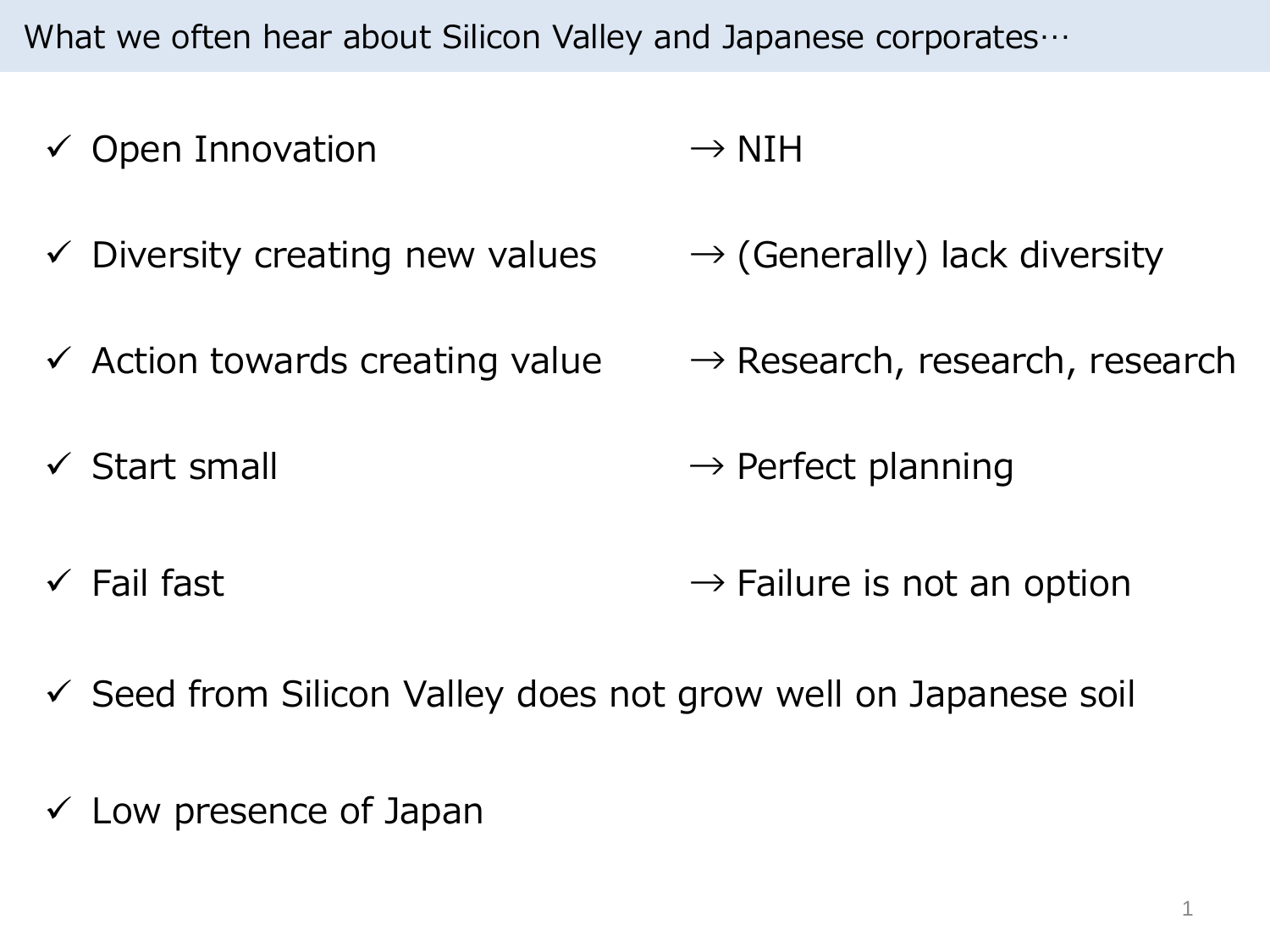## What we often hear about Silicon Valley and Japanese corporates…

- ✓ Open Innovation → NIH
- ✓ Diversity creating new values → (Generally) lack diversity
- ✓ Action towards creating value → Research, research, research
- ✓ Start small → Perfect planning
- ✓ Fail fast → Failure is not an option
- ✓ Seed from Silicon Valley does not grow well on Japanese soil
- ✓ Low presence of Japan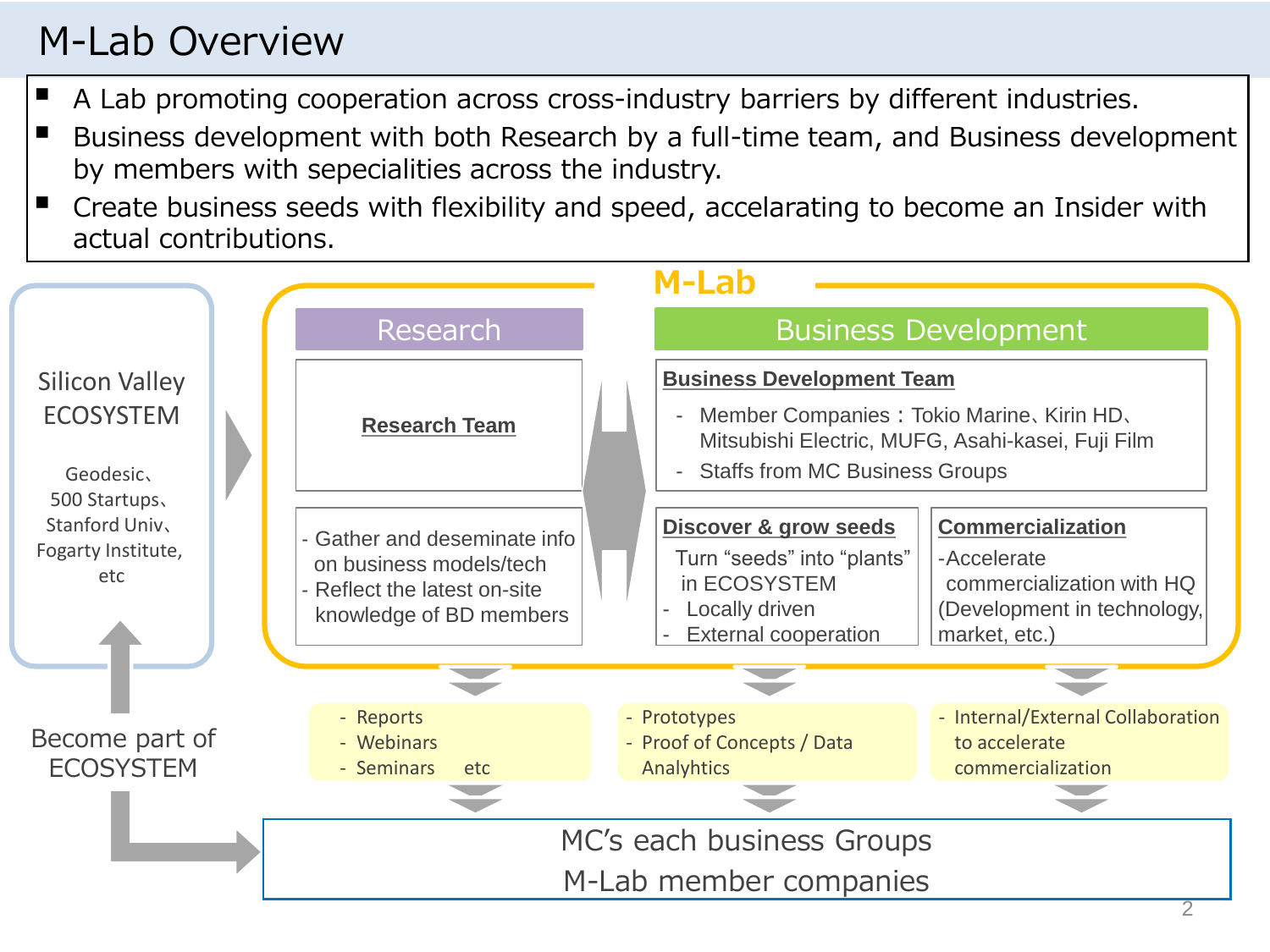# M-Lab Overview

- A Lab promoting cooperation across cross-industry barriers by different industries.
- Business development with both Research by a full-time team, and Business development by members with sepecialities across the industry.
- Create business seeds with flexibility and speed, accelarating to become an Insider with actual contributions.

Silicon Valley ECOSYSTEM

Geodesic、
500 Startups、
Stanford Univ、
Fogarty Institute,
etc

Become part of ECOSYSTEM

## M-Lab

### Research

**Research Team**

- Gather and deseminate info on business models/tech
- Reflect the latest on-site knowledge of BD members

### Business Development

**Business Development Team**

- Member Companies：Tokio Marine、Kirin HD、Mitsubishi Electric, MUFG, Asahi-kasei, Fuji Film
- Staffs from MC Business Groups

**Discover & grow seeds**

Turn “seeds” into “plants” in ECOSYSTEM
- Locally driven
- External cooperation

**Commercialization**

-Accelerate commercialization with HQ (Development in technology, market, etc.)

---

- Reports
- Webinars
- Seminars etc

- Prototypes
- Proof of Concepts / Data Analyhtics

- Internal/External Collaboration to accelerate commercialization

MC’s each business Groups
M-Lab member companies